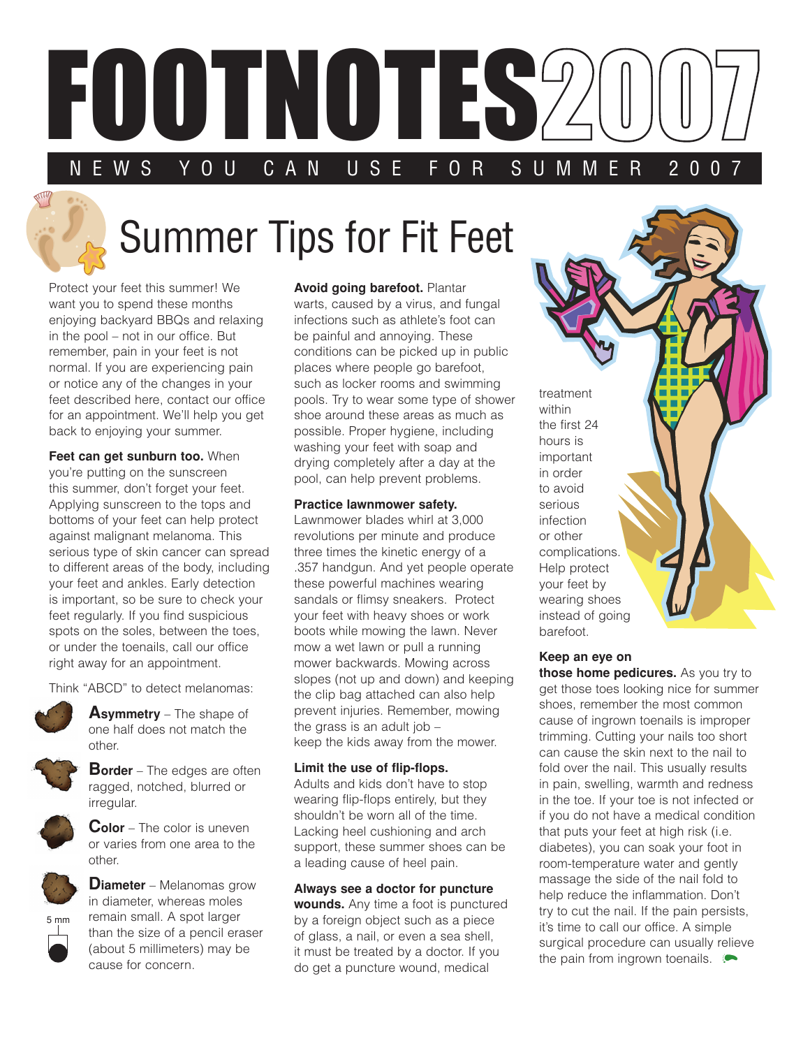# FOOTNOTES 2007

NEWS YOU CAN USE FOR SUMMER 2007

## Summer Tips for Fit Feet

Protect your feet this summer! We want you to spend these months enjoying backyard BBQs and relaxing in the pool – not in our office. But remember, pain in your feet is not normal. If you are experiencing pain or notice any of the changes in your feet described here, contact our office for an appointment. We'll help you get back to enjoying your summer.

**Feet can get sunburn too.** When you're putting on the sunscreen this summer, don't forget your feet. Applying sunscreen to the tops and bottoms of your feet can help protect against malignant melanoma. This serious type of skin cancer can spread to different areas of the body, including your feet and ankles. Early detection is important, so be sure to check your feet regularly. If you find suspicious spots on the soles, between the toes, or under the toenails, call our office right away for an appointment.

Think "ABCD" to detect melanomas:

**Asymmetry** – The shape of one half does not match the other.

**Border** – The edges are often ragged, notched, blurred or irregular.

**Color** – The color is uneven or varies from one area to the other.

**Diameter** – Melanomas grow in diameter, whereas moles remain small. A spot larger than the size of a pencil eraser (about 5 millimeters) may be cause for concern.

5 mm

**Avoid going barefoot.** Plantar warts, caused by a virus, and fungal infections such as athlete's foot can be painful and annoying. These conditions can be picked up in public places where people go barefoot, such as locker rooms and swimming pools. Try to wear some type of shower shoe around these areas as much as possible. Proper hygiene, including washing your feet with soap and drying completely after a day at the pool, can help prevent problems.

**Practice lawnmower safety.** Lawnmower blades whirl at 3,000 revolutions per minute and produce three times the kinetic energy of a .357 handgun. And yet people operate these powerful machines wearing sandals or flimsy sneakers. Protect your feet with heavy shoes or work boots while mowing the lawn. Never mow a wet lawn or pull a running mower backwards. Mowing across slopes (not up and down) and keeping the clip bag attached can also help prevent injuries. Remember, mowing the grass is an adult job – keep the kids away from the mower.

**Limit the use of flip-flops.** Adults and kids don't have to stop wearing flip-flops entirely, but they shouldn't be worn all of the time. Lacking heel cushioning and arch support, these summer shoes can be a leading cause of heel pain.

**Always see a doctor for puncture wounds.** Any time a foot is punctured by a foreign object such as a piece of glass, a nail, or even a sea shell, it must be treated by a doctor. If you do get a puncture wound, medical treatment within the first 24 hours is important in order to avoid serious infection or other complications. Help protect your feet by wearing shoes instead of going barefoot.

**Keep an eye on those home pedicures.** As you try to get those toes looking nice for summer shoes, remember the most common cause of ingrown toenails is improper trimming. Cutting your nails too short can cause the skin next to the nail to fold over the nail. This usually results in pain, swelling, warmth and redness in the toe. If your toe is not infected or if you do not have a medical condition that puts your feet at high risk (i.e. diabetes), you can soak your foot in room-temperature water and gently massage the side of the nail fold to help reduce the inflammation. Don't try to cut the nail. If the pain persists, it's time to call our office. A simple surgical procedure can usually relieve the pain from ingrown toenails.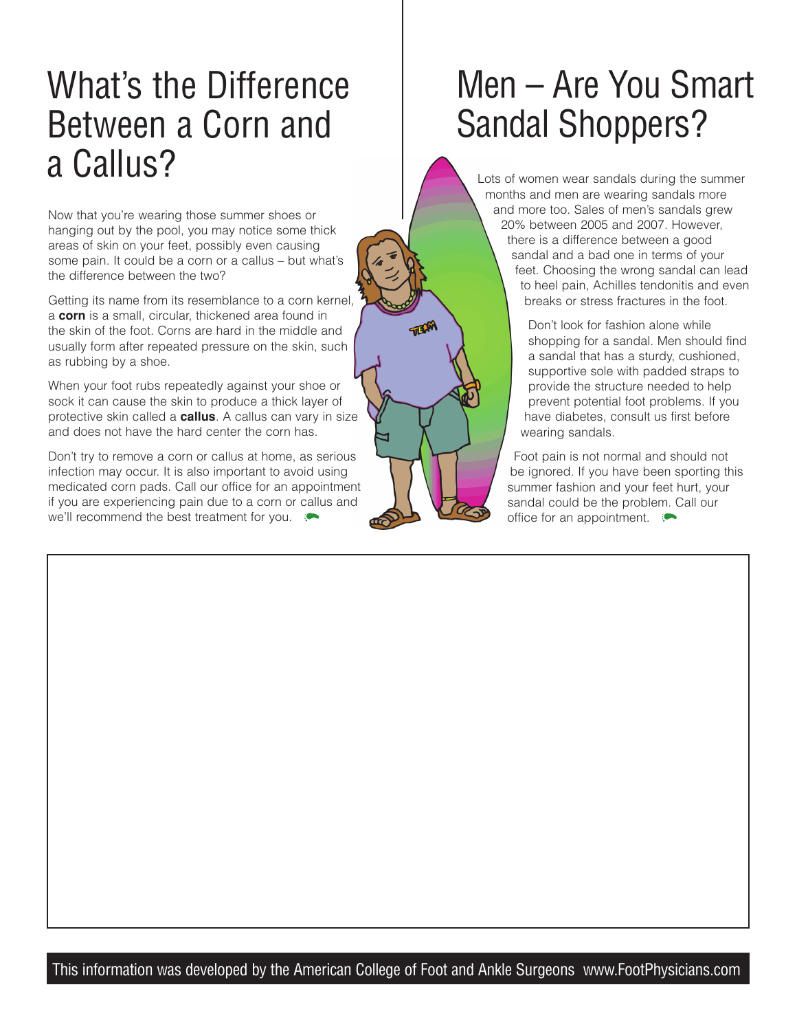# What's the Difference Between a Corn and a Callus?

Now that you're wearing those summer shoes or hanging out by the pool, you may notice some thick areas of skin on your feet, possibly even causing some pain. It could be a corn or a callus – but what's the difference between the two?

Getting its name from its resemblance to a corn kernel, a **corn** is a small, circular, thickened area found in the skin of the foot. Corns are hard in the middle and usually form after repeated pressure on the skin, such as rubbing by a shoe.

When your foot rubs repeatedly against your shoe or sock it can cause the skin to produce a thick layer of protective skin called a **callus**. A callus can vary in size and does not have the hard center the corn has.

Don't try to remove a corn or callus at home, as serious infection may occur. It is also important to avoid using medicated corn pads. Call our office for an appointment if you are experiencing pain due to a corn or callus and we'll recommend the best treatment for you.

# Men – Are You Smart Sandal Shoppers?

Lots of women wear sandals during the summer months and men are wearing sandals more and more too. Sales of men's sandals grew 20% between 2005 and 2007. However, there is a difference between a good sandal and a bad one in terms of your feet. Choosing the wrong sandal can lead to heel pain, Achilles tendonitis and even breaks or stress fractures in the foot.

Don't look for fashion alone while shopping for a sandal. Men should find a sandal that has a sturdy, cushioned, supportive sole with padded straps to provide the structure needed to help prevent potential foot problems. If you have diabetes, consult us first before wearing sandals.

Foot pain is not normal and should not be ignored. If you have been sporting this summer fashion and your feet hurt, your sandal could be the problem. Call our office for an appointment.

This information was developed by the American College of Foot and Ankle Surgeons www.FootPhysicians.com